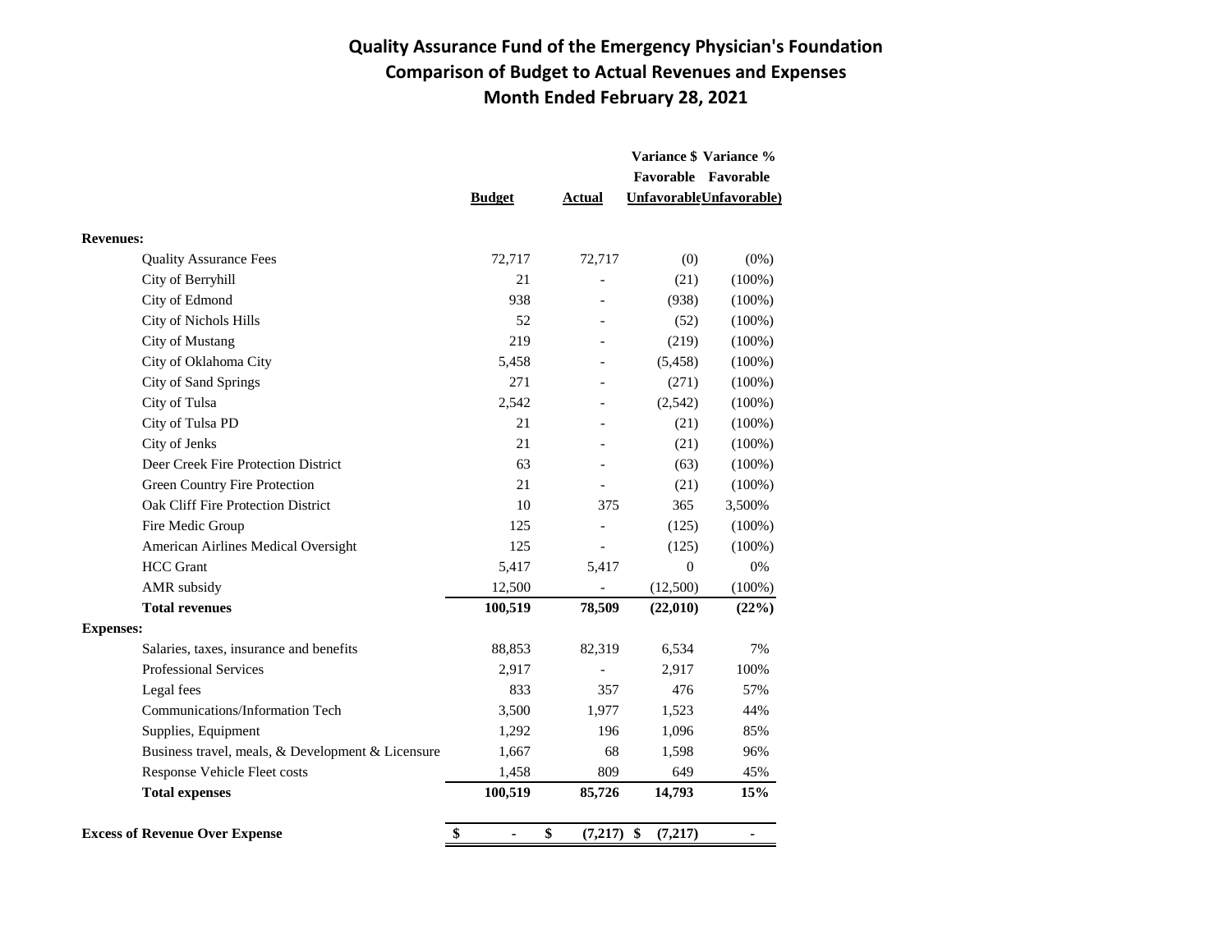# Quality Assurance Fund of the Emergency Physician's Foundation
## Comparison of Budget to Actual Revenues and Expenses
## Month Ended February 28, 2021

| | Budget | Actual | Variance $ Favorable Unfavorable | Variance % Favorable Unfavorable) |
|---|---|---|---|---|
| **Revenues:** | | | | |
| Quality Assurance Fees | 72,717 | 72,717 | (0) | (0%) |
| City of Berryhill | 21 | - | (21) | (100%) |
| City of Edmond | 938 | - | (938) | (100%) |
| City of Nichols Hills | 52 | - | (52) | (100%) |
| City of Mustang | 219 | - | (219) | (100%) |
| City of Oklahoma City | 5,458 | - | (5,458) | (100%) |
| City of Sand Springs | 271 | - | (271) | (100%) |
| City of Tulsa | 2,542 | - | (2,542) | (100%) |
| City of Tulsa PD | 21 | - | (21) | (100%) |
| City of Jenks | 21 | - | (21) | (100%) |
| Deer Creek Fire Protection District | 63 | - | (63) | (100%) |
| Green Country Fire Protection | 21 | - | (21) | (100%) |
| Oak Cliff Fire Protection District | 10 | 375 | 365 | 3,500% |
| Fire Medic Group | 125 | - | (125) | (100%) |
| American Airlines Medical Oversight | 125 | - | (125) | (100%) |
| HCC Grant | 5,417 | 5,417 | 0 | 0% |
| AMR subsidy | 12,500 | - | (12,500) | (100%) |
| **Total revenues** | **100,519** | **78,509** | **(22,010)** | **(22%)** |
| **Expenses:** | | | | |
| Salaries, taxes, insurance and benefits | 88,853 | 82,319 | 6,534 | 7% |
| Professional Services | 2,917 | - | 2,917 | 100% |
| Legal fees | 833 | 357 | 476 | 57% |
| Communications/Information Tech | 3,500 | 1,977 | 1,523 | 44% |
| Supplies, Equipment | 1,292 | 196 | 1,096 | 85% |
| Business travel, meals, & Development & Licensure | 1,667 | 68 | 1,598 | 96% |
| Response Vehicle Fleet costs | 1,458 | 809 | 649 | 45% |
| **Total expenses** | **100,519** | **85,726** | **14,793** | **15%** |
| **Excess of Revenue Over Expense** | **$ -** | **$ (7,217)** | **$ (7,217)** | **-** |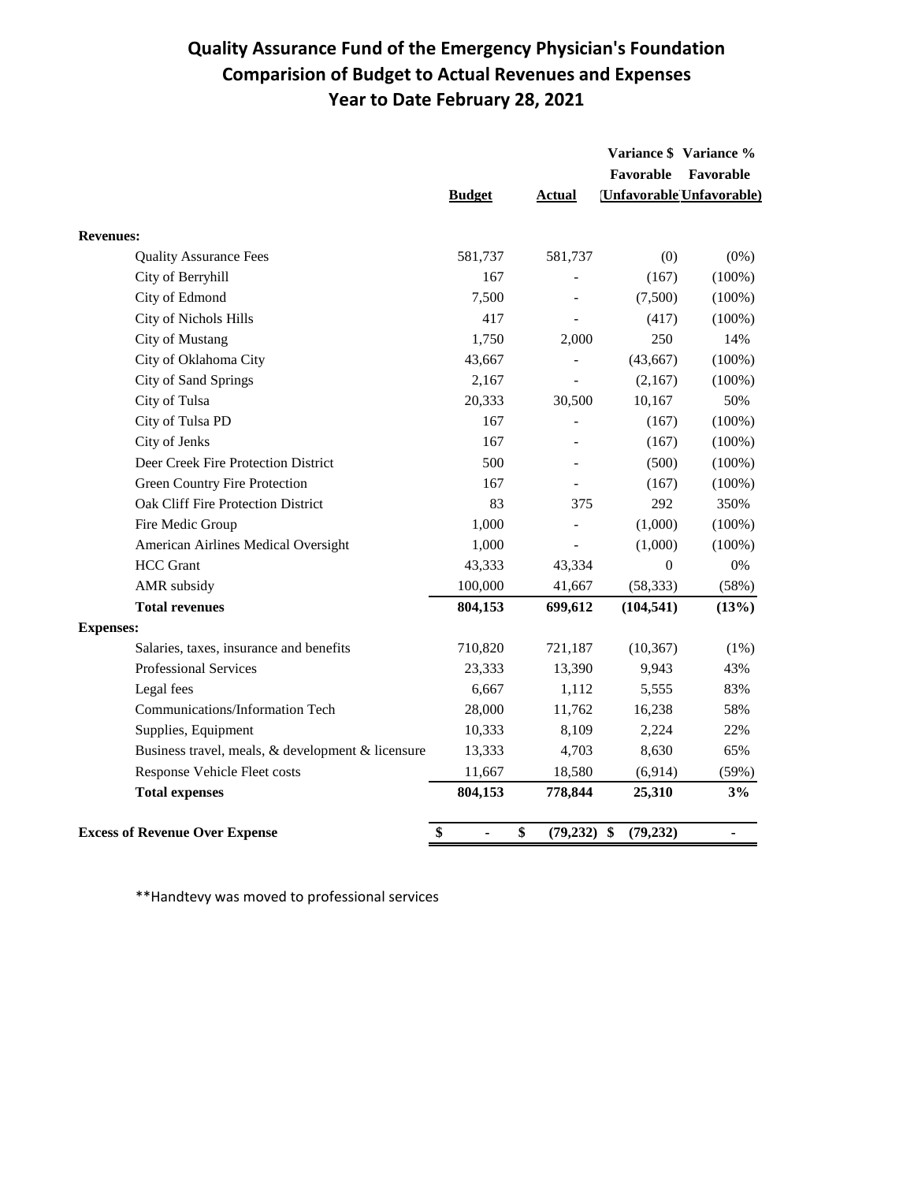# Quality Assurance Fund of the Emergency Physician's Foundation
## Comparision of Budget to Actual Revenues and Expenses
## Year to Date February 28, 2021

| | Budget | Actual | Variance $ Favorable (Unfavorable) | Variance % Favorable (Unfavorable) |
|---|---|---|---|---|
| **Revenues:** | | | | |
| Quality Assurance Fees | 581,737 | 581,737 | (0) | (0%) |
| City of Berryhill | 167 | - | (167) | (100%) |
| City of Edmond | 7,500 | - | (7,500) | (100%) |
| City of Nichols Hills | 417 | - | (417) | (100%) |
| City of Mustang | 1,750 | 2,000 | 250 | 14% |
| City of Oklahoma City | 43,667 | - | (43,667) | (100%) |
| City of Sand Springs | 2,167 | - | (2,167) | (100%) |
| City of Tulsa | 20,333 | 30,500 | 10,167 | 50% |
| City of Tulsa PD | 167 | - | (167) | (100%) |
| City of Jenks | 167 | - | (167) | (100%) |
| Deer Creek Fire Protection District | 500 | - | (500) | (100%) |
| Green Country Fire Protection | 167 | - | (167) | (100%) |
| Oak Cliff Fire Protection District | 83 | 375 | 292 | 350% |
| Fire Medic Group | 1,000 | - | (1,000) | (100%) |
| American Airlines Medical Oversight | 1,000 | - | (1,000) | (100%) |
| HCC Grant | 43,333 | 43,334 | 0 | 0% |
| AMR subsidy | 100,000 | 41,667 | (58,333) | (58%) |
| **Total revenues** | **804,153** | **699,612** | **(104,541)** | **(13%)** |
| **Expenses:** | | | | |
| Salaries, taxes, insurance and benefits | 710,820 | 721,187 | (10,367) | (1%) |
| Professional Services | 23,333 | 13,390 | 9,943 | 43% |
| Legal fees | 6,667 | 1,112 | 5,555 | 83% |
| Communications/Information Tech | 28,000 | 11,762 | 16,238 | 58% |
| Supplies, Equipment | 10,333 | 8,109 | 2,224 | 22% |
| Business travel, meals, & development & licensure | 13,333 | 4,703 | 8,630 | 65% |
| Response Vehicle Fleet costs | 11,667 | 18,580 | (6,914) | (59%) |
| **Total expenses** | **804,153** | **778,844** | **25,310** | **3%** |
| **Excess of Revenue Over Expense** | **$ -** | **$ (79,232)** | **$ (79,232)** | **-** |

**Handtevy was moved to professional services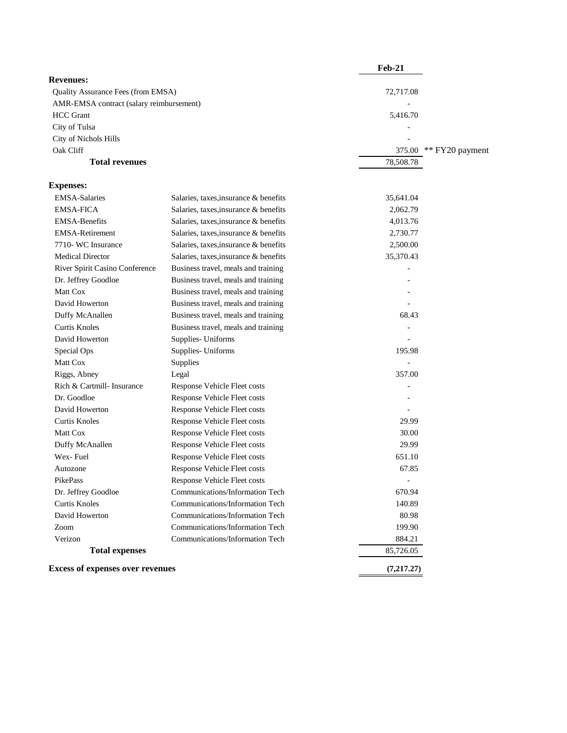| | | Feb-21 | |
|---|---|---|---|
| **Revenues:** | | | |
| Quality Assurance Fees (from EMSA) | | 72,717.08 | |
| AMR-EMSA contract (salary reimbursement) | | - | |
| HCC Grant | | 5,416.70 | |
| City of Tulsa | | - | |
| City of Nichols Hills | | - | |
| Oak Cliff | | 375.00 | ** FY20 payment |
| **Total revenues** | | 78,508.78 | |
| | | | |
| **Expenses:** | | | |
| EMSA-Salaries | Salaries, taxes,insurance & benefits | 35,641.04 | |
| EMSA-FICA | Salaries, taxes,insurance & benefits | 2,062.79 | |
| EMSA-Benefits | Salaries, taxes,insurance & benefits | 4,013.76 | |
| EMSA-Retirement | Salaries, taxes,insurance & benefits | 2,730.77 | |
| 7710- WC Insurance | Salaries, taxes,insurance & benefits | 2,500.00 | |
| Medical Director | Salaries, taxes,insurance & benefits | 35,370.43 | |
| River Spirit Casino Conference | Business travel, meals and training | - | |
| Dr. Jeffrey Goodloe | Business travel, meals and training | - | |
| Matt Cox | Business travel, meals and training | - | |
| David Howerton | Business travel, meals and training | - | |
| Duffy McAnallen | Business travel, meals and training | 68.43 | |
| Curtis Knoles | Business travel, meals and training | - | |
| David Howerton | Supplies- Uniforms | - | |
| Special Ops | Supplies- Uniforms | 195.98 | |
| Matt Cox | Supplies | - | |
| Riggs, Abney | Legal | 357.00 | |
| Rich & Cartmill- Insurance | Response Vehicle Fleet costs | - | |
| Dr. Goodloe | Response Vehicle Fleet costs | - | |
| David Howerton | Response Vehicle Fleet costs | - | |
| Curtis Knoles | Response Vehicle Fleet costs | 29.99 | |
| Matt Cox | Response Vehicle Fleet costs | 30.00 | |
| Duffy McAnallen | Response Vehicle Fleet costs | 29.99 | |
| Wex- Fuel | Response Vehicle Fleet costs | 651.10 | |
| Autozone | Response Vehicle Fleet costs | 67.85 | |
| PikePass | Response Vehicle Fleet costs | - | |
| Dr. Jeffrey Goodloe | Communications/Information Tech | 670.94 | |
| Curtis Knoles | Communications/Information Tech | 140.89 | |
| David Howerton | Communications/Information Tech | 80.98 | |
| Zoom | Communications/Information Tech | 199.90 | |
| Verizon | Communications/Information Tech | 884.21 | |
| **Total expenses** | | 85,726.05 | |
| | | | |
| **Excess of expenses over revenues** | | **(7,217.27)** | |